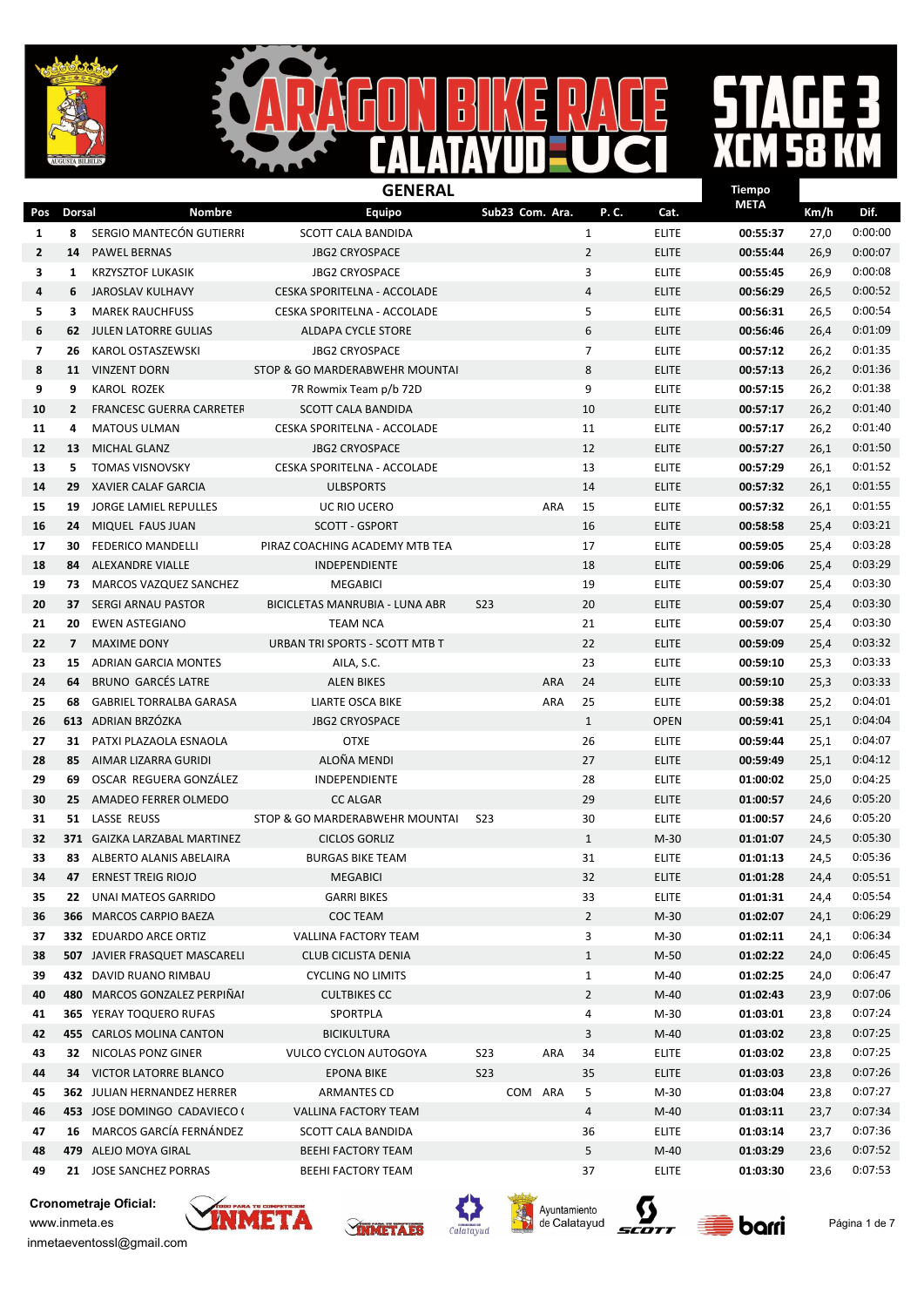# ARAGON BIKE RACE CALATAYUD UCI

## STAGE 3 XCM 58 KM

### GENERAL

| Pos | Dorsal | Nombre | Equipo | Sub23 | Com. | Ara. | P. C. | Cat. | Tiempo META | Km/h | Dif. |
|---|---|---|---|---|---|---|---|---|---|---|---|
| 1 | 8 | SERGIO MANTECÓN GUTIERRI | SCOTT CALA BANDIDA | | | | 1 | ELITE | 00:55:37 | 27,0 | 0:00:00 |
| 2 | 14 | PAWEL BERNAS | JBG2 CRYOSPACE | | | | 2 | ELITE | 00:55:44 | 26,9 | 0:00:07 |
| 3 | 1 | KRZYSZTOF LUKASIK | JBG2 CRYOSPACE | | | | 3 | ELITE | 00:55:45 | 26,9 | 0:00:08 |
| 4 | 6 | JAROSLAV KULHAVY | CESKA SPORITELNA - ACCOLADE | | | | 4 | ELITE | 00:56:29 | 26,5 | 0:00:52 |
| 5 | 3 | MAREK RAUCHFUSS | CESKA SPORITELNA - ACCOLADE | | | | 5 | ELITE | 00:56:31 | 26,5 | 0:00:54 |
| 6 | 62 | JULEN LATORRE GULIAS | ALDAPA CYCLE STORE | | | | 6 | ELITE | 00:56:46 | 26,4 | 0:01:09 |
| 7 | 26 | KAROL OSTASZEWSKI | JBG2 CRYOSPACE | | | | 7 | ELITE | 00:57:12 | 26,2 | 0:01:35 |
| 8 | 11 | VINZENT DORN | STOP & GO MARDERABWEHR MOUNTAI | | | | 8 | ELITE | 00:57:13 | 26,2 | 0:01:36 |
| 9 | 9 | KAROL ROZEK | 7R Rowmix Team p/b 72D | | | | 9 | ELITE | 00:57:15 | 26,2 | 0:01:38 |
| 10 | 2 | FRANCESC GUERRA CARRETEF | SCOTT CALA BANDIDA | | | | 10 | ELITE | 00:57:17 | 26,2 | 0:01:40 |
| 11 | 4 | MATOUS ULMAN | CESKA SPORITELNA - ACCOLADE | | | | 11 | ELITE | 00:57:17 | 26,2 | 0:01:40 |
| 12 | 13 | MICHAL GLANZ | JBG2 CRYOSPACE | | | | 12 | ELITE | 00:57:27 | 26,1 | 0:01:50 |
| 13 | 5 | TOMAS VISNOVSKY | CESKA SPORITELNA - ACCOLADE | | | | 13 | ELITE | 00:57:29 | 26,1 | 0:01:52 |
| 14 | 29 | XAVIER CALAF GARCIA | ULBSPORTS | | | | 14 | ELITE | 00:57:32 | 26,1 | 0:01:55 |
| 15 | 19 | JORGE LAMIEL REPULLES | UC RIO UCERO | | | ARA | 15 | ELITE | 00:57:32 | 26,1 | 0:01:55 |
| 16 | 24 | MIQUEL FAUS JUAN | SCOTT - GSPORT | | | | 16 | ELITE | 00:58:58 | 25,4 | 0:03:21 |
| 17 | 30 | FEDERICO MANDELLI | PIRAZ COACHING ACADEMY MTB TEA | | | | 17 | ELITE | 00:59:05 | 25,4 | 0:03:28 |
| 18 | 84 | ALEXANDRE VIALLE | INDEPENDIENTE | | | | 18 | ELITE | 00:59:06 | 25,4 | 0:03:29 |
| 19 | 73 | MARCOS VAZQUEZ SANCHEZ | MEGABICI | | | | 19 | ELITE | 00:59:07 | 25,4 | 0:03:30 |
| 20 | 37 | SERGI ARNAU PASTOR | BICICLETAS MANRUBIA - LUNA ABR | S23 | | | 20 | ELITE | 00:59:07 | 25,4 | 0:03:30 |
| 21 | 20 | EWEN ASTEGIANO | TEAM NCA | | | | 21 | ELITE | 00:59:07 | 25,4 | 0:03:30 |
| 22 | 7 | MAXIME DONY | URBAN TRI SPORTS - SCOTT MTB T | | | | 22 | ELITE | 00:59:09 | 25,4 | 0:03:32 |
| 23 | 15 | ADRIAN GARCIA MONTES | AILA, S.C. | | | | 23 | ELITE | 00:59:10 | 25,3 | 0:03:33 |
| 24 | 64 | BRUNO GARCÉS LATRE | ALEN BIKES | | | ARA | 24 | ELITE | 00:59:10 | 25,3 | 0:03:33 |
| 25 | 68 | GABRIEL TORRALBA GARASA | LIARTE OSCA BIKE | | | ARA | 25 | ELITE | 00:59:38 | 25,2 | 0:04:01 |
| 26 | 613 | ADRIAN BRZÓZKA | JBG2 CRYOSPACE | | | | 1 | OPEN | 00:59:41 | 25,1 | 0:04:04 |
| 27 | 31 | PATXI PLAZAOLA ESNAOLA | OTXE | | | | 26 | ELITE | 00:59:44 | 25,1 | 0:04:07 |
| 28 | 85 | AIMAR LIZARRA GURIDI | ALOÑA MENDI | | | | 27 | ELITE | 00:59:49 | 25,1 | 0:04:12 |
| 29 | 69 | OSCAR REGUERA GONZÁLEZ | INDEPENDIENTE | | | | 28 | ELITE | 01:00:02 | 25,0 | 0:04:25 |
| 30 | 25 | AMADEO FERRER OLMEDO | CC ALGAR | | | | 29 | ELITE | 01:00:57 | 24,6 | 0:05:20 |
| 31 | 51 | LASSE REUSS | STOP & GO MARDERABWEHR MOUNTAI | S23 | | | 30 | ELITE | 01:00:57 | 24,6 | 0:05:20 |
| 32 | 371 | GAIZKA LARZABAL MARTINEZ | CICLOS GORLIZ | | | | 1 | M-30 | 01:01:07 | 24,5 | 0:05:30 |
| 33 | 83 | ALBERTO ALANIS ABELAIRA | BURGAS BIKE TEAM | | | | 31 | ELITE | 01:01:13 | 24,5 | 0:05:36 |
| 34 | 47 | ERNEST TREIG RIOJO | MEGABICI | | | | 32 | ELITE | 01:01:28 | 24,4 | 0:05:51 |
| 35 | 22 | UNAI MATEOS GARRIDO | GARRI BIKES | | | | 33 | ELITE | 01:01:31 | 24,4 | 0:05:54 |
| 36 | 366 | MARCOS CARPIO BAEZA | COC TEAM | | | | 2 | M-30 | 01:02:07 | 24,1 | 0:06:29 |
| 37 | 332 | EDUARDO ARCE ORTIZ | VALLINA FACTORY TEAM | | | | 3 | M-30 | 01:02:11 | 24,1 | 0:06:34 |
| 38 | 507 | JAVIER FRASQUET MASCARELI | CLUB CICLISTA DENIA | | | | 1 | M-50 | 01:02:22 | 24,0 | 0:06:45 |
| 39 | 432 | DAVID RUANO RIMBAU | CYCLING NO LIMITS | | | | 1 | M-40 | 01:02:25 | 24,0 | 0:06:47 |
| 40 | 480 | MARCOS GONZALEZ PERPIÑAI | CULTBIKES CC | | | | 2 | M-40 | 01:02:43 | 23,9 | 0:07:06 |
| 41 | 365 | YERAY TOQUERO RUFAS | SPORTPLA | | | | 4 | M-30 | 01:03:01 | 23,8 | 0:07:24 |
| 42 | 455 | CARLOS MOLINA CANTON | BICIKULTURA | | | | 3 | M-40 | 01:03:02 | 23,8 | 0:07:25 |
| 43 | 32 | NICOLAS PONZ GINER | VULCO CYCLON AUTOGOYA | S23 | | ARA | 34 | ELITE | 01:03:02 | 23,8 | 0:07:25 |
| 44 | 34 | VICTOR LATORRE BLANCO | EPONA BIKE | S23 | | | 35 | ELITE | 01:03:03 | 23,8 | 0:07:26 |
| 45 | 362 | JULIAN HERNANDEZ HERRER | ARMANTES CD | | COM | ARA | 5 | M-30 | 01:03:04 | 23,8 | 0:07:27 |
| 46 | 453 | JOSE DOMINGO CADAVIECO ( | VALLINA FACTORY TEAM | | | | 4 | M-40 | 01:03:11 | 23,7 | 0:07:34 |
| 47 | 16 | MARCOS GARCÍA FERNÁNDEZ | SCOTT CALA BANDIDA | | | | 36 | ELITE | 01:03:14 | 23,7 | 0:07:36 |
| 48 | 479 | ALEJO MOYA GIRAL | BEEHI FACTORY TEAM | | | | 5 | M-40 | 01:03:29 | 23,6 | 0:07:52 |
| 49 | 21 | JOSE SANCHEZ PORRAS | BEEHI FACTORY TEAM | | | | 37 | ELITE | 01:03:30 | 23,6 | 0:07:53 |

**Cronometraje Oficial:**
www.inmeta.es
inmetaeventossl@gmail.com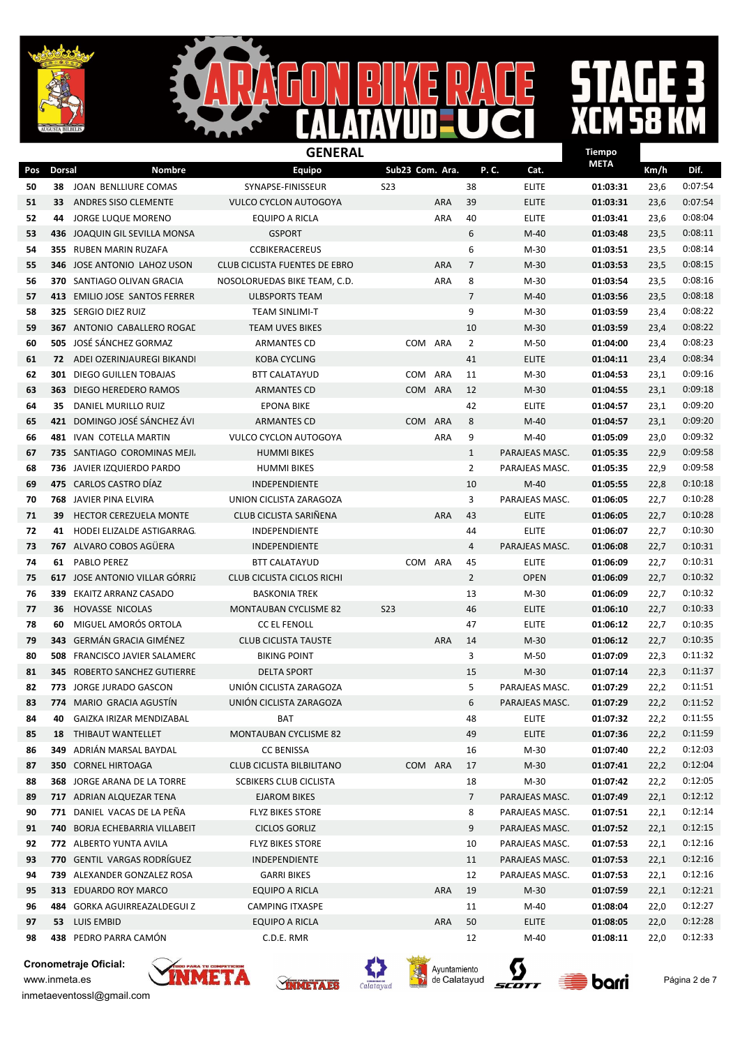# ARAGON BIKE RACE CALATAYUD UCI

## STAGE 3 XCM 58 KM

### GENERAL

| Pos | Dorsal | Nombre | Equipo | Sub23 | Com. | Ara. | P. C. | Cat. | Tiempo META | Km/h | Dif. |
|---|---|---|---|---|---|---|---|---|---|---|---|
| 50 | 38 | JOAN BENLLIURE COMAS | SYNAPSE-FINISSEUR | S23 | | | 38 | ELITE | 01:03:31 | 23,6 | 0:07:54 |
| 51 | 33 | ANDRES SISO CLEMENTE | VULCO CYCLON AUTOGOYA | | | ARA | 39 | ELITE | 01:03:31 | 23,6 | 0:07:54 |
| 52 | 44 | JORGE LUQUE MORENO | EQUIPO A RICLA | | | ARA | 40 | ELITE | 01:03:41 | 23,6 | 0:08:04 |
| 53 | 436 | JOAQUIN GIL SEVILLA MONSA | GSPORT | | | | 6 | M-40 | 01:03:48 | 23,5 | 0:08:11 |
| 54 | 355 | RUBEN MARIN RUZAFA | CCBIKERACEREUS | | | | 6 | M-30 | 01:03:51 | 23,5 | 0:08:14 |
| 55 | 346 | JOSE ANTONIO LAHOZ USON | CLUB CICLISTA FUENTES DE EBRO | | | ARA | 7 | M-30 | 01:03:53 | 23,5 | 0:08:15 |
| 56 | 370 | SANTIAGO OLIVAN GRACIA | NOSOLORUEDAS BIKE TEAM, C.D. | | | ARA | 8 | M-30 | 01:03:54 | 23,5 | 0:08:16 |
| 57 | 413 | EMILIO JOSE SANTOS FERRER | ULBSPORTS TEAM | | | | 7 | M-40 | 01:03:56 | 23,5 | 0:08:18 |
| 58 | 325 | SERGIO DIEZ RUIZ | TEAM SINLIMI-T | | | | 9 | M-30 | 01:03:59 | 23,4 | 0:08:22 |
| 59 | 367 | ANTONIO CABALLERO ROGAL | TEAM UVES BIKES | | | | 10 | M-30 | 01:03:59 | 23,4 | 0:08:22 |
| 60 | 505 | JOSÉ SÁNCHEZ GORMAZ | ARMANTES CD | | COM | ARA | 2 | M-50 | 01:04:00 | 23,4 | 0:08:23 |
| 61 | 72 | ADEI OZERINJAUREGI BIKANDI | KOBA CYCLING | | | | 41 | ELITE | 01:04:11 | 23,4 | 0:08:34 |
| 62 | 301 | DIEGO GUILLEN TOBAJAS | BTT CALATAYUD | | COM | ARA | 11 | M-30 | 01:04:53 | 23,1 | 0:09:16 |
| 63 | 363 | DIEGO HEREDERO RAMOS | ARMANTES CD | | COM | ARA | 12 | M-30 | 01:04:55 | 23,1 | 0:09:18 |
| 64 | 35 | DANIEL MURILLO RUIZ | EPONA BIKE | | | | 42 | ELITE | 01:04:57 | 23,1 | 0:09:20 |
| 65 | 421 | DOMINGO JOSÉ SÁNCHEZ ÁVI | ARMANTES CD | | COM | ARA | 8 | M-40 | 01:04:57 | 23,1 | 0:09:20 |
| 66 | 481 | IVAN COTELLA MARTIN | VULCO CYCLON AUTOGOYA | | | ARA | 9 | M-40 | 01:05:09 | 23,0 | 0:09:32 |
| 67 | 735 | SANTIAGO COROMINAS MEJI | HUMMI BIKES | | | | 1 | PARAJEAS MASC. | 01:05:35 | 22,9 | 0:09:58 |
| 68 | 736 | JAVIER IZQUIERDO PARDO | HUMMI BIKES | | | | 2 | PARAJEAS MASC. | 01:05:35 | 22,9 | 0:09:58 |
| 69 | 475 | CARLOS CASTRO DÍAZ | INDEPENDIENTE | | | | 10 | M-40 | 01:05:55 | 22,8 | 0:10:18 |
| 70 | 768 | JAVIER PINA ELVIRA | UNION CICLISTA ZARAGOZA | | | | 3 | PARAJEAS MASC. | 01:06:05 | 22,7 | 0:10:28 |
| 71 | 39 | HECTOR CEREZUELA MONTE | CLUB CICLISTA SARIÑENA | | | ARA | 43 | ELITE | 01:06:05 | 22,7 | 0:10:28 |
| 72 | 41 | HODEI ELIZALDE ASTIGARRAG | INDEPENDIENTE | | | | 44 | ELITE | 01:06:07 | 22,7 | 0:10:30 |
| 73 | 767 | ALVARO COBOS AGÜERA | INDEPENDIENTE | | | | 4 | PARAJEAS MASC. | 01:06:08 | 22,7 | 0:10:31 |
| 74 | 61 | PABLO PEREZ | BTT CALATAYUD | | COM | ARA | 45 | ELITE | 01:06:09 | 22,7 | 0:10:31 |
| 75 | 617 | JOSE ANTONIO VILLAR GÓRRIZ | CLUB CICLISTA CICLOS RICHI | | | | 2 | OPEN | 01:06:09 | 22,7 | 0:10:32 |
| 76 | 339 | EKAITZ ARRANZ CASADO | BASKONIA TREK | | | | 13 | M-30 | 01:06:09 | 22,7 | 0:10:32 |
| 77 | 36 | HOVASSE NICOLAS | MONTAUBAN CYCLISME 82 | S23 | | | 46 | ELITE | 01:06:10 | 22,7 | 0:10:33 |
| 78 | 60 | MIGUEL AMORÓS ORTOLA | CC EL FENOLL | | | | 47 | ELITE | 01:06:12 | 22,7 | 0:10:35 |
| 79 | 343 | GERMÁN GRACIA GIMÉNEZ | CLUB CICLISTA TAUSTE | | | ARA | 14 | M-30 | 01:06:12 | 22,7 | 0:10:35 |
| 80 | 508 | FRANCISCO JAVIER SALAMERO | BIKING POINT | | | | 3 | M-50 | 01:07:09 | 22,3 | 0:11:32 |
| 81 | 345 | ROBERTO SANCHEZ GUTIERRE | DELTA SPORT | | | | 15 | M-30 | 01:07:14 | 22,3 | 0:11:37 |
| 82 | 773 | JORGE JURADO GASCON | UNIÓN CICLISTA ZARAGOZA | | | | 5 | PARAJEAS MASC. | 01:07:29 | 22,2 | 0:11:51 |
| 83 | 774 | MARIO GRACIA AGUSTÍN | UNIÓN CICLISTA ZARAGOZA | | | | 6 | PARAJEAS MASC. | 01:07:29 | 22,2 | 0:11:52 |
| 84 | 40 | GAIZKA IRIZAR MENDIZABAL | BAT | | | | 48 | ELITE | 01:07:32 | 22,2 | 0:11:55 |
| 85 | 18 | THIBAUT WANTELLET | MONTAUBAN CYCLISME 82 | | | | 49 | ELITE | 01:07:36 | 22,2 | 0:11:59 |
| 86 | 349 | ADRIÁN MARSAL BAYDAL | CC BENISSA | | | | 16 | M-30 | 01:07:40 | 22,2 | 0:12:03 |
| 87 | 350 | CORNEL HIRTOAGA | CLUB CICLISTA BILBILITANO | | COM | ARA | 17 | M-30 | 01:07:41 | 22,2 | 0:12:04 |
| 88 | 368 | JORGE ARANA DE LA TORRE | SCBIKERS CLUB CICLISTA | | | | 18 | M-30 | 01:07:42 | 22,2 | 0:12:05 |
| 89 | 717 | ADRIAN ALQUEZAR TENA | EJAROM BIKES | | | | 7 | PARAJEAS MASC. | 01:07:49 | 22,1 | 0:12:12 |
| 90 | 771 | DANIEL VACAS DE LA PEÑA | FLYZ BIKES STORE | | | | 8 | PARAJEAS MASC. | 01:07:51 | 22,1 | 0:12:14 |
| 91 | 740 | BORJA ECHEBARRIA VILLABEIT | CICLOS GORLIZ | | | | 9 | PARAJEAS MASC. | 01:07:52 | 22,1 | 0:12:15 |
| 92 | 772 | ALBERTO YUNTA AVILA | FLYZ BIKES STORE | | | | 10 | PARAJEAS MASC. | 01:07:53 | 22,1 | 0:12:16 |
| 93 | 770 | GENTIL VARGAS RODRÍGUEZ | INDEPENDIENTE | | | | 11 | PARAJEAS MASC. | 01:07:53 | 22,1 | 0:12:16 |
| 94 | 739 | ALEXANDER GONZALEZ ROSA | GARRI BIKES | | | | 12 | PARAJEAS MASC. | 01:07:53 | 22,1 | 0:12:16 |
| 95 | 313 | EDUARDO ROY MARCO | EQUIPO A RICLA | | | ARA | 19 | M-30 | 01:07:59 | 22,1 | 0:12:21 |
| 96 | 484 | GORKA AGUIRREAZALDEGUI Z | CAMPING ITXASPE | | | | 11 | M-40 | 01:08:04 | 22,0 | 0:12:27 |
| 97 | 53 | LUIS EMBID | EQUIPO A RICLA | | | ARA | 50 | ELITE | 01:08:05 | 22,0 | 0:12:28 |
| 98 | 438 | PEDRO PARRA CAMÓN | C.D.E. RMR | | | | 12 | M-40 | 01:08:11 | 22,0 | 0:12:33 |

**Cronometraje Oficial:**
www.inmeta.es
inmetaeventossl@gmail.com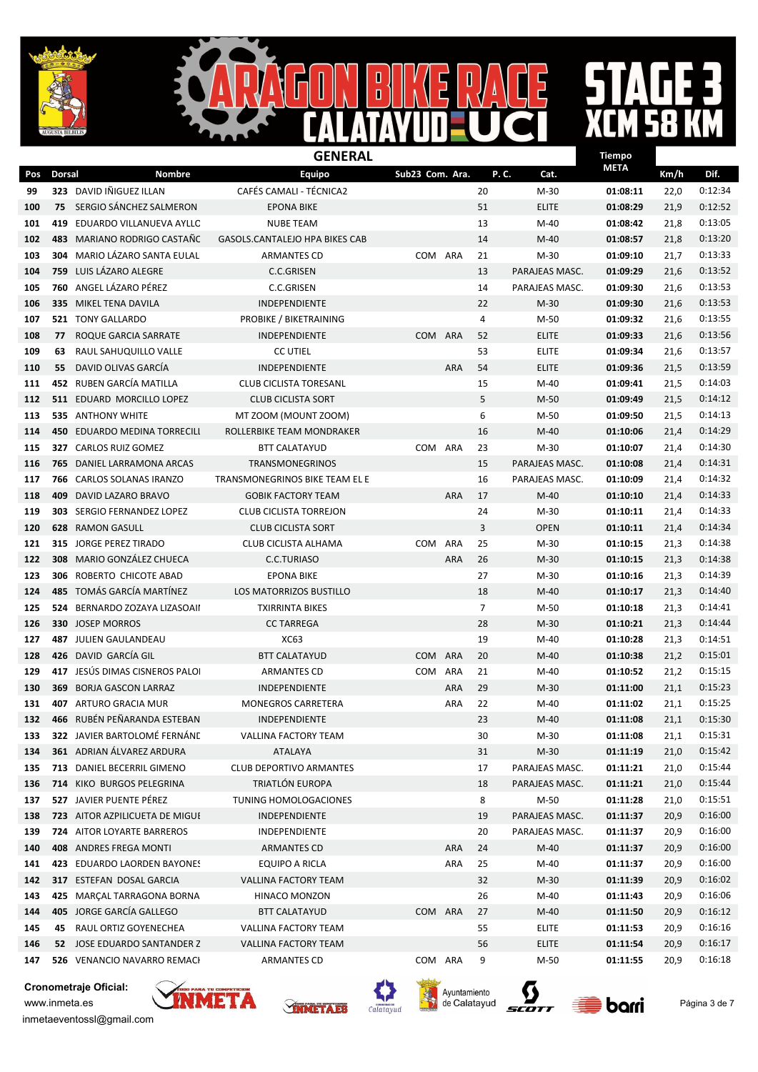# ARAGON BIKE RACE CALATAYUD UCI

## STAGE 3 XCM 58 KM

### GENERAL

| Pos | Dorsal | Nombre | Equipo | Sub23 | Com. | Ara. | P. C. | Cat. | Tiempo META | Km/h | Dif. |
|---|---|---|---|---|---|---|---|---|---|---|---|
| 99 | 323 | DAVID IÑIGUEZ ILLAN | CAFÉS CAMALI - TÉCNICA2 | | | | 20 | M-30 | 01:08:11 | 22,0 | 0:12:34 |
| 100 | 75 | SERGIO SÁNCHEZ SALMERON | EPONA BIKE | | | | 51 | ELITE | 01:08:29 | 21,9 | 0:12:52 |
| 101 | 419 | EDUARDO VILLANUEVA AYLLC | NUBE TEAM | | | | 13 | M-40 | 01:08:42 | 21,8 | 0:13:05 |
| 102 | 483 | MARIANO RODRIGO CASTAÑC | GASOLS.CANTALEJO HPA BIKES CAB | | | | 14 | M-40 | 01:08:57 | 21,8 | 0:13:20 |
| 103 | 304 | MARIO LÁZARO SANTA EULAL | ARMANTES CD | | COM | ARA | 21 | M-30 | 01:09:10 | 21,7 | 0:13:33 |
| 104 | 759 | LUIS LÁZARO ALEGRE | C.C.GRISEN | | | | 13 | PARAJEAS MASC. | 01:09:29 | 21,6 | 0:13:52 |
| 105 | 760 | ANGEL LÁZARO PÉREZ | C.C.GRISEN | | | | 14 | PARAJEAS MASC. | 01:09:30 | 21,6 | 0:13:53 |
| 106 | 335 | MIKEL TENA DAVILA | INDEPENDIENTE | | | | 22 | M-30 | 01:09:30 | 21,6 | 0:13:53 |
| 107 | 521 | TONY GALLARDO | PROBIKE / BIKETRAINING | | | | 4 | M-50 | 01:09:32 | 21,6 | 0:13:55 |
| 108 | 77 | ROQUE GARCIA SARRATE | INDEPENDIENTE | | COM | ARA | 52 | ELITE | 01:09:33 | 21,6 | 0:13:56 |
| 109 | 63 | RAUL SAHUQUILLO VALLE | CC UTIEL | | | | 53 | ELITE | 01:09:34 | 21,6 | 0:13:57 |
| 110 | 55 | DAVID OLIVAS GARCÍA | INDEPENDIENTE | | | ARA | 54 | ELITE | 01:09:36 | 21,5 | 0:13:59 |
| 111 | 452 | RUBEN GARCÍA MATILLA | CLUB CICLISTA TORESANL | | | | 15 | M-40 | 01:09:41 | 21,5 | 0:14:03 |
| 112 | 511 | EDUARD MORCILLO LOPEZ | CLUB CICLISTA SORT | | | | 5 | M-50 | 01:09:49 | 21,5 | 0:14:12 |
| 113 | 535 | ANTHONY WHITE | MT ZOOM (MOUNT ZOOM) | | | | 6 | M-50 | 01:09:50 | 21,5 | 0:14:13 |
| 114 | 450 | EDUARDO MEDINA TORRECILL | ROLLERBIKE TEAM MONDRAKER | | | | 16 | M-40 | 01:10:06 | 21,4 | 0:14:29 |
| 115 | 327 | CARLOS RUIZ GOMEZ | BTT CALATAYUD | | COM | ARA | 23 | M-30 | 01:10:07 | 21,4 | 0:14:30 |
| 116 | 765 | DANIEL LARRAMONA ARCAS | TRANSMONEGRINOS | | | | 15 | PARAJEAS MASC. | 01:10:08 | 21,4 | 0:14:31 |
| 117 | 766 | CARLOS SOLANAS IRANZO | TRANSMONEGRINOS BIKE TEAM EL E | | | | 16 | PARAJEAS MASC. | 01:10:09 | 21,4 | 0:14:32 |
| 118 | 409 | DAVID LAZARO BRAVO | GOBIK FACTORY TEAM | | | ARA | 17 | M-40 | 01:10:10 | 21,4 | 0:14:33 |
| 119 | 303 | SERGIO FERNANDEZ LOPEZ | CLUB CICLISTA TORREJON | | | | 24 | M-30 | 01:10:11 | 21,4 | 0:14:33 |
| 120 | 628 | RAMON GASULL | CLUB CICLISTA SORT | | | | 3 | OPEN | 01:10:11 | 21,4 | 0:14:34 |
| 121 | 315 | JORGE PEREZ TIRADO | CLUB CICLISTA ALHAMA | | COM | ARA | 25 | M-30 | 01:10:15 | 21,3 | 0:14:38 |
| 122 | 308 | MARIO GONZÁLEZ CHUECA | C.C.TURIASO | | | ARA | 26 | M-30 | 01:10:15 | 21,3 | 0:14:38 |
| 123 | 306 | ROBERTO CHICOTE ABAD | EPONA BIKE | | | | 27 | M-30 | 01:10:16 | 21,3 | 0:14:39 |
| 124 | 485 | TOMÁS GARCÍA MARTÍNEZ | LOS MATORRIZOS BUSTILLO | | | | 18 | M-40 | 01:10:17 | 21,3 | 0:14:40 |
| 125 | 524 | BERNARDO ZOZAYA LIZASOAII | TXIRRINTA BIKES | | | | 7 | M-50 | 01:10:18 | 21,3 | 0:14:41 |
| 126 | 330 | JOSEP MORROS | CC TARREGA | | | | 28 | M-30 | 01:10:21 | 21,3 | 0:14:44 |
| 127 | 487 | JULIEN GAULANDEAU | XC63 | | | | 19 | M-40 | 01:10:28 | 21,3 | 0:14:51 |
| 128 | 426 | DAVID GARCÍA GIL | BTT CALATAYUD | | COM | ARA | 20 | M-40 | 01:10:38 | 21,2 | 0:15:01 |
| 129 | 417 | JESÚS DIMAS CISNEROS PALOI | ARMANTES CD | | COM | ARA | 21 | M-40 | 01:10:52 | 21,2 | 0:15:15 |
| 130 | 369 | BORJA GASCON LARRAZ | INDEPENDIENTE | | | ARA | 29 | M-30 | 01:11:00 | 21,1 | 0:15:23 |
| 131 | 407 | ARTURO GRACIA MUR | MONEGROS CARRETERA | | | ARA | 22 | M-40 | 01:11:02 | 21,1 | 0:15:25 |
| 132 | 466 | RUBÉN PEÑARANDA ESTEBAN | INDEPENDIENTE | | | | 23 | M-40 | 01:11:08 | 21,1 | 0:15:30 |
| 133 | 322 | JAVIER BARTOLOMÉ FERNÁNE | VALLINA FACTORY TEAM | | | | 30 | M-30 | 01:11:08 | 21,1 | 0:15:31 |
| 134 | 361 | ADRIAN ÁLVAREZ ARDURA | ATALAYA | | | | 31 | M-30 | 01:11:19 | 21,0 | 0:15:42 |
| 135 | 713 | DANIEL BECERRIL GIMENO | CLUB DEPORTIVO ARMANTES | | | | 17 | PARAJEAS MASC. | 01:11:21 | 21,0 | 0:15:44 |
| 136 | 714 | KIKO BURGOS PELEGRINA | TRIATLÓN EUROPA | | | | 18 | PARAJEAS MASC. | 01:11:21 | 21,0 | 0:15:44 |
| 137 | 527 | JAVIER PUENTE PÉREZ | TUNING HOMOLOGACIONES | | | | 8 | M-50 | 01:11:28 | 21,0 | 0:15:51 |
| 138 | 723 | AITOR AZPILICUETA DE MIGUE | INDEPENDIENTE | | | | 19 | PARAJEAS MASC. | 01:11:37 | 20,9 | 0:16:00 |
| 139 | 724 | AITOR LOYARTE BARREROS | INDEPENDIENTE | | | | 20 | PARAJEAS MASC. | 01:11:37 | 20,9 | 0:16:00 |
| 140 | 408 | ANDRES FREGA MONTI | ARMANTES CD | | | ARA | 24 | M-40 | 01:11:37 | 20,9 | 0:16:00 |
| 141 | 423 | EDUARDO LAORDEN BAYONES | EQUIPO A RICLA | | | ARA | 25 | M-40 | 01:11:37 | 20,9 | 0:16:00 |
| 142 | 317 | ESTEFAN DOSAL GARCIA | VALLINA FACTORY TEAM | | | | 32 | M-30 | 01:11:39 | 20,9 | 0:16:02 |
| 143 | 425 | MARÇAL TARRAGONA BORNA | HINACO MONZON | | | | 26 | M-40 | 01:11:43 | 20,9 | 0:16:06 |
| 144 | 405 | JORGE GARCÍA GALLEGO | BTT CALATAYUD | | COM | ARA | 27 | M-40 | 01:11:50 | 20,9 | 0:16:12 |
| 145 | 45 | RAUL ORTIZ GOYENECHEA | VALLINA FACTORY TEAM | | | | 55 | ELITE | 01:11:53 | 20,9 | 0:16:16 |
| 146 | 52 | JOSE EDUARDO SANTANDER Z | VALLINA FACTORY TEAM | | | | 56 | ELITE | 01:11:54 | 20,9 | 0:16:17 |
| 147 | 526 | VENANCIO NAVARRO REMACI | ARMANTES CD | | COM | ARA | 9 | M-50 | 01:11:55 | 20,9 | 0:16:18 |

**Cronometraje Oficial:**
www.inmeta.es
inmetaeventossl@gmail.com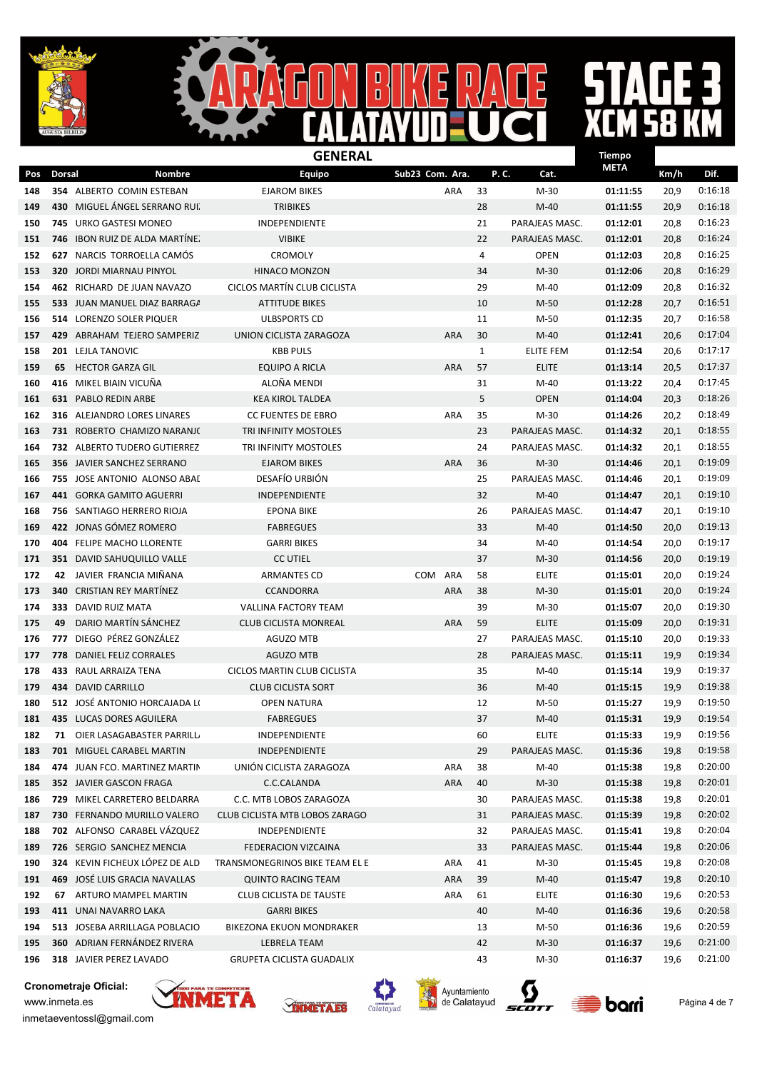# ARAGON BIKE RACE CALATAYUD UCI

## STAGE 3 XCM 58 KM

### GENERAL

| Pos | Dorsal | Nombre | Equipo | Sub23 | Com. | Ara. | P. C. | Cat. | Tiempo META | Km/h | Dif. |
|---|---|---|---|---|---|---|---|---|---|---|---|
| 148 | 354 | ALBERTO COMIN ESTEBAN | EJAROM BIKES | | | ARA | 33 | M-30 | 01:11:55 | 20,9 | 0:16:18 |
| 149 | 430 | MIGUEL ÁNGEL SERRANO RUI | TRIBIKES | | | | 28 | M-40 | 01:11:55 | 20,9 | 0:16:18 |
| 150 | 745 | URKO GASTESI MONEO | INDEPENDIENTE | | | | 21 | PARAJEAS MASC. | 01:12:01 | 20,8 | 0:16:23 |
| 151 | 746 | IBON RUIZ DE ALDA MARTÍNE | VIBIKE | | | | 22 | PARAJEAS MASC. | 01:12:01 | 20,8 | 0:16:24 |
| 152 | 627 | NARCIS TORROELLA CAMÓS | CROMOLY | | | | 4 | OPEN | 01:12:03 | 20,8 | 0:16:25 |
| 153 | 320 | JORDI MIARNAU PINYOL | HINACO MONZON | | | | 34 | M-30 | 01:12:06 | 20,8 | 0:16:29 |
| 154 | 462 | RICHARD DE JUAN NAVAZO | CICLOS MARTÍN CLUB CICLISTA | | | | 29 | M-40 | 01:12:09 | 20,8 | 0:16:32 |
| 155 | 533 | JUAN MANUEL DIAZ BARRAGA | ATTITUDE BIKES | | | | 10 | M-50 | 01:12:28 | 20,7 | 0:16:51 |
| 156 | 514 | LORENZO SOLER PIQUER | ULBSPORTS CD | | | | 11 | M-50 | 01:12:35 | 20,7 | 0:16:58 |
| 157 | 429 | ABRAHAM TEJERO SAMPERIZ | UNION CICLISTA ZARAGOZA | | | ARA | 30 | M-40 | 01:12:41 | 20,6 | 0:17:04 |
| 158 | 201 | LEJLA TANOVIC | KBB PULS | | | | 1 | ELITE FEM | 01:12:54 | 20,6 | 0:17:17 |
| 159 | 65 | HECTOR GARZA GIL | EQUIPO A RICLA | | | ARA | 57 | ELITE | 01:13:14 | 20,5 | 0:17:37 |
| 160 | 416 | MIKEL BIAIN VICUÑA | ALOÑA MENDI | | | | 31 | M-40 | 01:13:22 | 20,4 | 0:17:45 |
| 161 | 631 | PABLO REDIN ARBE | KEA KIROL TALDEA | | | | 5 | OPEN | 01:14:04 | 20,3 | 0:18:26 |
| 162 | 316 | ALEJANDRO LORES LINARES | CC FUENTES DE EBRO | | | ARA | 35 | M-30 | 01:14:26 | 20,2 | 0:18:49 |
| 163 | 731 | ROBERTO CHAMIZO NARANJ( | TRI INFINITY MOSTOLES | | | | 23 | PARAJEAS MASC. | 01:14:32 | 20,1 | 0:18:55 |
| 164 | 732 | ALBERTO TUDERO GUTIERREZ | TRI INFINITY MOSTOLES | | | | 24 | PARAJEAS MASC. | 01:14:32 | 20,1 | 0:18:55 |
| 165 | 356 | JAVIER SANCHEZ SERRANO | EJAROM BIKES | | | ARA | 36 | M-30 | 01:14:46 | 20,1 | 0:19:09 |
| 166 | 755 | JOSE ANTONIO ALONSO ABAI | DESAFÍO URBIÓN | | | | 25 | PARAJEAS MASC. | 01:14:46 | 20,1 | 0:19:09 |
| 167 | 441 | GORKA GAMITO AGUERRI | INDEPENDIENTE | | | | 32 | M-40 | 01:14:47 | 20,1 | 0:19:10 |
| 168 | 756 | SANTIAGO HERRERO RIOJA | EPONA BIKE | | | | 26 | PARAJEAS MASC. | 01:14:47 | 20,1 | 0:19:10 |
| 169 | 422 | JONAS GÓMEZ ROMERO | FABREGUES | | | | 33 | M-40 | 01:14:50 | 20,0 | 0:19:13 |
| 170 | 404 | FELIPE MACHO LLORENTE | GARRI BIKES | | | | 34 | M-40 | 01:14:54 | 20,0 | 0:19:17 |
| 171 | 351 | DAVID SAHUQUILLO VALLE | CC UTIEL | | | | 37 | M-30 | 01:14:56 | 20,0 | 0:19:19 |
| 172 | 42 | JAVIER FRANCIA MIÑANA | ARMANTES CD | | COM | ARA | 58 | ELITE | 01:15:01 | 20,0 | 0:19:24 |
| 173 | 340 | CRISTIAN REY MARTÍNEZ | CCANDORRA | | | ARA | 38 | M-30 | 01:15:01 | 20,0 | 0:19:24 |
| 174 | 333 | DAVID RUIZ MATA | VALLINA FACTORY TEAM | | | | 39 | M-30 | 01:15:07 | 20,0 | 0:19:30 |
| 175 | 49 | DARIO MARTÍN SÁNCHEZ | CLUB CICLISTA MONREAL | | | ARA | 59 | ELITE | 01:15:09 | 20,0 | 0:19:31 |
| 176 | 777 | DIEGO PÉREZ GONZÁLEZ | AGUZO MTB | | | | 27 | PARAJEAS MASC. | 01:15:10 | 20,0 | 0:19:33 |
| 177 | 778 | DANIEL FELIZ CORRALES | AGUZO MTB | | | | 28 | PARAJEAS MASC. | 01:15:11 | 19,9 | 0:19:34 |
| 178 | 433 | RAUL ARRAIZA TENA | CICLOS MARTIN CLUB CICLISTA | | | | 35 | M-40 | 01:15:14 | 19,9 | 0:19:37 |
| 179 | 434 | DAVID CARRILLO | CLUB CICLISTA SORT | | | | 36 | M-40 | 01:15:15 | 19,9 | 0:19:38 |
| 180 | 512 | JOSÉ ANTONIO HORCAJADA L( | OPEN NATURA | | | | 12 | M-50 | 01:15:27 | 19,9 | 0:19:50 |
| 181 | 435 | LUCAS DORES AGUILERA | FABREGUES | | | | 37 | M-40 | 01:15:31 | 19,9 | 0:19:54 |
| 182 | 71 | OIER LASAGABASTER PARRILL | INDEPENDIENTE | | | | 60 | ELITE | 01:15:33 | 19,9 | 0:19:56 |
| 183 | 701 | MIGUEL CARABEL MARTIN | INDEPENDIENTE | | | | 29 | PARAJEAS MASC. | 01:15:36 | 19,8 | 0:19:58 |
| 184 | 474 | JUAN FCO. MARTINEZ MARTIN | UNIÓN CICLISTA ZARAGOZA | | | ARA | 38 | M-40 | 01:15:38 | 19,8 | 0:20:00 |
| 185 | 352 | JAVIER GASCON FRAGA | C.C.CALANDA | | | ARA | 40 | M-30 | 01:15:38 | 19,8 | 0:20:01 |
| 186 | 729 | MIKEL CARRETERO BELDARRA | C.C. MTB LOBOS ZARAGOZA | | | | 30 | PARAJEAS MASC. | 01:15:38 | 19,8 | 0:20:01 |
| 187 | 730 | FERNANDO MURILLO VALERO | CLUB CICLISTA MTB LOBOS ZARAGO | | | | 31 | PARAJEAS MASC. | 01:15:39 | 19,8 | 0:20:02 |
| 188 | 702 | ALFONSO CARABEL VÁZQUEZ | INDEPENDIENTE | | | | 32 | PARAJEAS MASC. | 01:15:41 | 19,8 | 0:20:04 |
| 189 | 726 | SERGIO SANCHEZ MENCIA | FEDERACION VIZCAINA | | | | 33 | PARAJEAS MASC. | 01:15:44 | 19,8 | 0:20:06 |
| 190 | 324 | KEVIN FICHEUX LÓPEZ DE ALD | TRANSMONEGRINOS BIKE TEAM EL E | | | ARA | 41 | M-30 | 01:15:45 | 19,8 | 0:20:08 |
| 191 | 469 | JOSÉ LUIS GRACIA NAVALLAS | QUINTO RACING TEAM | | | ARA | 39 | M-40 | 01:15:47 | 19,8 | 0:20:10 |
| 192 | 67 | ARTURO MAMPEL MARTIN | CLUB CICLISTA DE TAUSTE | | | ARA | 61 | ELITE | 01:16:30 | 19,6 | 0:20:53 |
| 193 | 411 | UNAI NAVARRO LAKA | GARRI BIKES | | | | 40 | M-40 | 01:16:36 | 19,6 | 0:20:58 |
| 194 | 513 | JOSEBA ARRILLAGA POBLACIO | BIKEZONA EKUON MONDRAKER | | | | 13 | M-50 | 01:16:36 | 19,6 | 0:20:59 |
| 195 | 360 | ADRIAN FERNÁNDEZ RIVERA | LEBRELA TEAM | | | | 42 | M-30 | 01:16:37 | 19,6 | 0:21:00 |
| 196 | 318 | JAVIER PEREZ LAVADO | GRUPETA CICLISTA GUADALIX | | | | 43 | M-30 | 01:16:37 | 19,6 | 0:21:00 |

**Cronometraje Oficial:**
www.inmeta.es
inmetaeventossl@gmail.com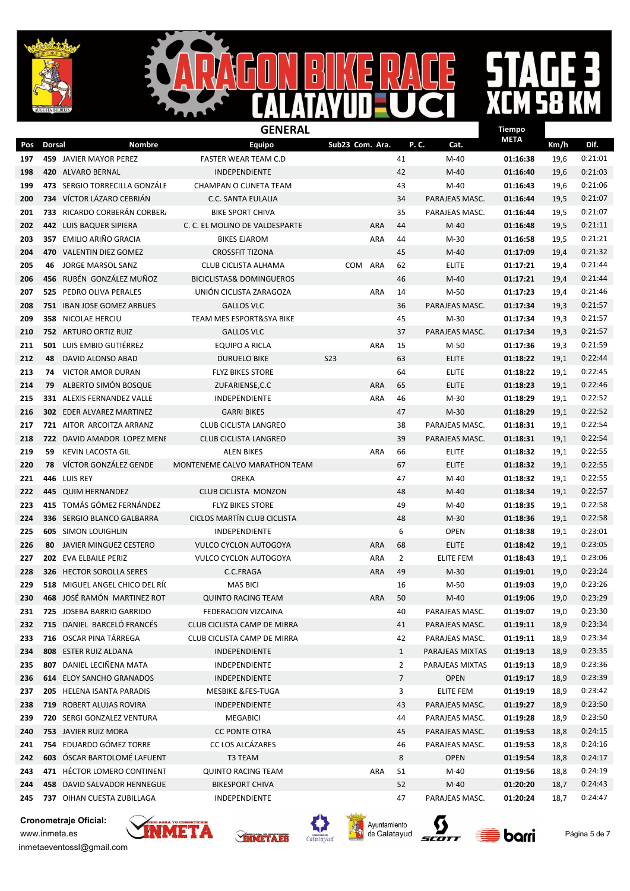# ARAGON BIKE RACE CALATAYUD UCI

## STAGE 3 XCM 58 KM

### GENERAL

| Pos | Dorsal | Nombre | Equipo | Sub23 | Com. | Ara. | P. C. | Cat. | Tiempo META | Km/h | Dif. |
|---|---|---|---|---|---|---|---|---|---|---|---|
| 197 | 459 | JAVIER MAYOR PEREZ | FASTER WEAR TEAM C.D | | | | 41 | M-40 | **01:16:38** | 19,6 | 0:21:01 |
| 198 | 420 | ALVARO BERNAL | INDEPENDIENTE | | | | 42 | M-40 | **01:16:40** | 19,6 | 0:21:03 |
| 199 | 473 | SERGIO TORRECILLA GONZÁLE | CHAMPAN O CUNETA TEAM | | | | 43 | M-40 | **01:16:43** | 19,6 | 0:21:06 |
| 200 | 734 | VÍCTOR LÁZARO CEBRIÁN | C.C. SANTA EULALIA | | | | 34 | PARAJEAS MASC. | **01:16:44** | 19,5 | 0:21:07 |
| 201 | 733 | RICARDO CORBERÁN CORBER/ | BIKE SPORT CHIVA | | | | 35 | PARAJEAS MASC. | **01:16:44** | 19,5 | 0:21:07 |
| 202 | 442 | LUIS BAQUER SIPIERA | C. C. EL MOLINO DE VALDESPARTE | | | ARA | 44 | M-40 | **01:16:48** | 19,5 | 0:21:11 |
| 203 | 357 | EMILIO ARIÑO GRACIA | BIKES EJAROM | | | ARA | 44 | M-30 | **01:16:58** | 19,5 | 0:21:21 |
| 204 | 470 | VALENTIN DIEZ GOMEZ | CROSSFIT TIZONA | | | | 45 | M-40 | **01:17:09** | 19,4 | 0:21:32 |
| 205 | 46 | JORGE MARSOL SANZ | CLUB CICLISTA ALHAMA | | COM | ARA | 62 | ELITE | **01:17:21** | 19,4 | 0:21:44 |
| 206 | 456 | RUBÉN GONZÁLEZ MUÑOZ | BICICLISTAS& DOMINGUEROS | | | | 46 | M-40 | **01:17:21** | 19,4 | 0:21:44 |
| 207 | 525 | PEDRO OLIVA PERALES | UNIÓN CICLISTA ZARAGOZA | | | ARA | 14 | M-50 | **01:17:23** | 19,4 | 0:21:46 |
| 208 | 751 | IBAN JOSE GOMEZ ARBUES | GALLOS VLC | | | | 36 | PARAJEAS MASC. | **01:17:34** | 19,3 | 0:21:57 |
| 209 | 358 | NICOLAE HERCIU | TEAM MES ESPORT&SYA BIKE | | | | 45 | M-30 | **01:17:34** | 19,3 | 0:21:57 |
| 210 | 752 | ARTURO ORTIZ RUIZ | GALLOS VLC | | | | 37 | PARAJEAS MASC. | **01:17:34** | 19,3 | 0:21:57 |
| 211 | 501 | LUIS EMBID GUTIÉRREZ | EQUIPO A RICLA | | | ARA | 15 | M-50 | **01:17:36** | 19,3 | 0:21:59 |
| 212 | 48 | DAVID ALONSO ABAD | DURUELO BIKE | S23 | | | 63 | ELITE | **01:18:22** | 19,1 | 0:22:44 |
| 213 | 74 | VICTOR AMOR DURAN | FLYZ BIKES STORE | | | | 64 | ELITE | **01:18:22** | 19,1 | 0:22:45 |
| 214 | 79 | ALBERTO SIMÓN BOSQUE | ZUFARIENSE,C.C | | | ARA | 65 | ELITE | **01:18:23** | 19,1 | 0:22:46 |
| 215 | 331 | ALEXIS FERNANDEZ VALLE | INDEPENDIENTE | | | ARA | 46 | M-30 | **01:18:29** | 19,1 | 0:22:52 |
| 216 | 302 | EDER ALVAREZ MARTINEZ | GARRI BIKES | | | | 47 | M-30 | **01:18:29** | 19,1 | 0:22:52 |
| 217 | 721 | AITOR ARCOITZA ARRANZ | CLUB CICLISTA LANGREO | | | | 38 | PARAJEAS MASC. | **01:18:31** | 19,1 | 0:22:54 |
| 218 | 722 | DAVID AMADOR LOPEZ MENE | CLUB CICLISTA LANGREO | | | | 39 | PARAJEAS MASC. | **01:18:31** | 19,1 | 0:22:54 |
| 219 | 59 | KEVIN LACOSTA GIL | ALEN BIKES | | | ARA | 66 | ELITE | **01:18:32** | 19,1 | 0:22:55 |
| 220 | 78 | VÍCTOR GONZÁLEZ GENDE | MONTENEME CALVO MARATHON TEAM | | | | 67 | ELITE | **01:18:32** | 19,1 | 0:22:55 |
| 221 | 446 | LUIS REY | OREKA | | | | 47 | M-40 | **01:18:32** | 19,1 | 0:22:55 |
| 222 | 445 | QUIM HERNANDEZ | CLUB CICLISTA MONZON | | | | 48 | M-40 | **01:18:34** | 19,1 | 0:22:57 |
| 223 | 415 | TOMÁS GÓMEZ FERNÁNDEZ | FLYZ BIKES STORE | | | | 49 | M-40 | **01:18:35** | 19,1 | 0:22:58 |
| 224 | 336 | SERGIO BLANCO GALBARRA | CICLOS MARTÍN CLUB CICLISTA | | | | 48 | M-30 | **01:18:36** | 19,1 | 0:22:58 |
| 225 | 605 | SIMON LOUIGHLIN | INDEPENDIENTE | | | | 6 | OPEN | **01:18:38** | 19,1 | 0:23:01 |
| 226 | 80 | JAVIER MINGUEZ CESTERO | VULCO CYCLON AUTOGOYA | | | ARA | 68 | ELITE | **01:18:42** | 19,1 | 0:23:05 |
| 227 | 202 | EVA ELBAILE PERIZ | VULCO CYCLON AUTOGOYA | | | ARA | 2 | ELITE FEM | **01:18:43** | 19,1 | 0:23:06 |
| 228 | 326 | HECTOR SOROLLA SERES | C.C.FRAGA | | | ARA | 49 | M-30 | **01:19:01** | 19,0 | 0:23:24 |
| 229 | 518 | MIGUEL ANGEL CHICO DEL RÍC | MAS BICI | | | | 16 | M-50 | **01:19:03** | 19,0 | 0:23:26 |
| 230 | 468 | JOSÉ RAMÓN MARTINEZ ROT | QUINTO RACING TEAM | | | ARA | 50 | M-40 | **01:19:06** | 19,0 | 0:23:29 |
| 231 | 725 | JOSEBA BARRIO GARRIDO | FEDERACION VIZCAINA | | | | 40 | PARAJEAS MASC. | **01:19:07** | 19,0 | 0:23:30 |
| 232 | 715 | DANIEL BARCELÓ FRANCÉS | CLUB CICLISTA CAMP DE MIRRA | | | | 41 | PARAJEAS MASC. | **01:19:11** | 18,9 | 0:23:34 |
| 233 | 716 | OSCAR PINA TÁRREGA | CLUB CICLISTA CAMP DE MIRRA | | | | 42 | PARAJEAS MASC. | **01:19:11** | 18,9 | 0:23:34 |
| 234 | 808 | ESTER RUIZ ALDANA | INDEPENDIENTE | | | | 1 | PARAJEAS MIXTAS | **01:19:13** | 18,9 | 0:23:35 |
| 235 | 807 | DANIEL LECIÑENA MATA | INDEPENDIENTE | | | | 2 | PARAJEAS MIXTAS | **01:19:13** | 18,9 | 0:23:36 |
| 236 | 614 | ELOY SANCHO GRANADOS | INDEPENDIENTE | | | | 7 | OPEN | **01:19:17** | 18,9 | 0:23:39 |
| 237 | 205 | HELENA ISANTA PARADIS | MESBIKE &FES-TUGA | | | | 3 | ELITE FEM | **01:19:19** | 18,9 | 0:23:42 |
| 238 | 719 | ROBERT ALUJAS ROVIRA | INDEPENDIENTE | | | | 43 | PARAJEAS MASC. | **01:19:27** | 18,9 | 0:23:50 |
| 239 | 720 | SERGI GONZALEZ VENTURA | MEGABICI | | | | 44 | PARAJEAS MASC. | **01:19:28** | 18,9 | 0:23:50 |
| 240 | 753 | JAVIER RUIZ MORA | CC PONTE OTRA | | | | 45 | PARAJEAS MASC. | **01:19:53** | 18,8 | 0:24:15 |
| 241 | 754 | EDUARDO GÓMEZ TORRE | CC LOS ALCÁZARES | | | | 46 | PARAJEAS MASC. | **01:19:53** | 18,8 | 0:24:16 |
| 242 | 603 | ÓSCAR BARTOLOMÉ LAFUENT | T3 TEAM | | | | 8 | OPEN | **01:19:54** | 18,8 | 0:24:17 |
| 243 | 471 | HÉCTOR LOMERO CONTINENT | QUINTO RACING TEAM | | | ARA | 51 | M-40 | **01:19:56** | 18,8 | 0:24:19 |
| 244 | 458 | DAVID SALVADOR HENNEGUE | BIKESPORT CHIVA | | | | 52 | M-40 | **01:20:20** | 18,7 | 0:24:43 |
| 245 | 737 | OIHAN CUESTA ZUBILLAGA | INDEPENDIENTE | | | | 47 | PARAJEAS MASC. | **01:20:24** | 18,7 | 0:24:47 |

**Cronometraje Oficial:**
www.inmeta.es
inmetaeventossl@gmail.com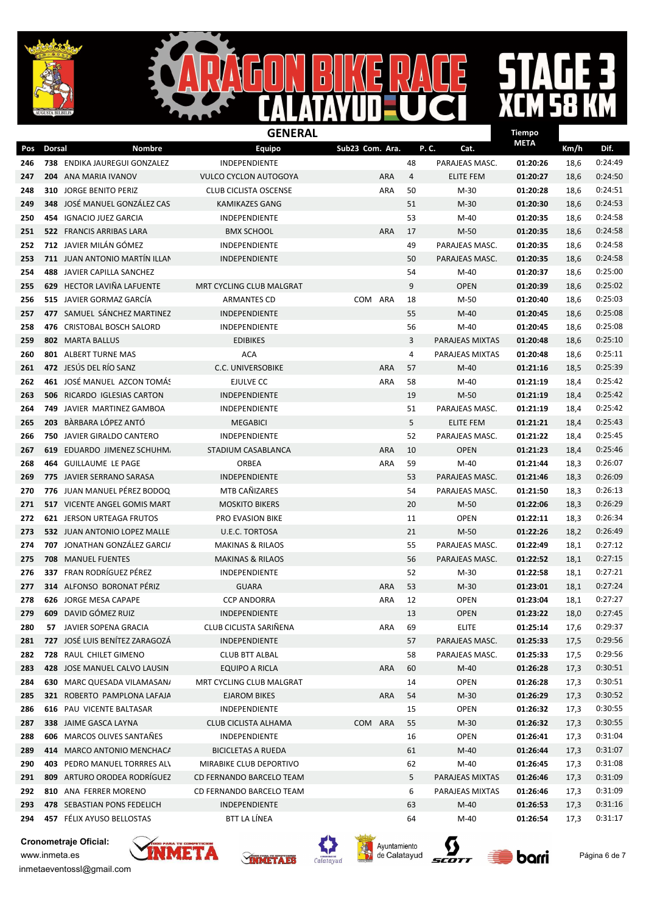# ARAGON BIKE RACE CALATAYUD UCI

## STAGE 3 XCM 58 KM

## GENERAL

| Pos | Dorsal | Nombre | Equipo | Sub23 | Com. | Ara. | P. C. | Cat. | Tiempo META | Km/h | Dif. |
|---|---|---|---|---|---|---|---|---|---|---|---|
| 246 | 738 | ENDIKA JAUREGUI GONZALEZ | INDEPENDIENTE | | | | 48 | PARAJEAS MASC. | 01:20:26 | 18,6 | 0:24:49 |
| 247 | 204 | ANA MARIA IVANOV | VULCO CYCLON AUTOGOYA | | | ARA | 4 | ELITE FEM | 01:20:27 | 18,6 | 0:24:50 |
| 248 | 310 | JORGE BENITO PERIZ | CLUB CICLISTA OSCENSE | | | ARA | 50 | M-30 | 01:20:28 | 18,6 | 0:24:51 |
| 249 | 348 | JOSÉ MANUEL GONZÁLEZ CAS | KAMIKAZES GANG | | | | 51 | M-30 | 01:20:30 | 18,6 | 0:24:53 |
| 250 | 454 | IGNACIO JUEZ GARCIA | INDEPENDIENTE | | | | 53 | M-40 | 01:20:35 | 18,6 | 0:24:58 |
| 251 | 522 | FRANCIS ARRIBAS LARA | BMX SCHOOL | | | ARA | 17 | M-50 | 01:20:35 | 18,6 | 0:24:58 |
| 252 | 712 | JAVIER MILÁN GÓMEZ | INDEPENDIENTE | | | | 49 | PARAJEAS MASC. | 01:20:35 | 18,6 | 0:24:58 |
| 253 | 711 | JUAN ANTONIO MARTÍN ILLAN | INDEPENDIENTE | | | | 50 | PARAJEAS MASC. | 01:20:35 | 18,6 | 0:24:58 |
| 254 | 488 | JAVIER CAPILLA SANCHEZ | | | | | 54 | M-40 | 01:20:37 | 18,6 | 0:25:00 |
| 255 | 629 | HECTOR LAVIÑA LAFUENTE | MRT CYCLING CLUB MALGRAT | | | | 9 | OPEN | 01:20:39 | 18,6 | 0:25:02 |
| 256 | 515 | JAVIER GORMAZ GARCÍA | ARMANTES CD | | COM | ARA | 18 | M-50 | 01:20:40 | 18,6 | 0:25:03 |
| 257 | 477 | SAMUEL SÁNCHEZ MARTINEZ | INDEPENDIENTE | | | | 55 | M-40 | 01:20:45 | 18,6 | 0:25:08 |
| 258 | 476 | CRISTOBAL BOSCH SALORD | INDEPENDIENTE | | | | 56 | M-40 | 01:20:45 | 18,6 | 0:25:08 |
| 259 | 802 | MARTA BALLUS | EDIBIKES | | | | 3 | PARAJEAS MIXTAS | 01:20:48 | 18,6 | 0:25:10 |
| 260 | 801 | ALBERT TURNE MAS | ACA | | | | 4 | PARAJEAS MIXTAS | 01:20:48 | 18,6 | 0:25:11 |
| 261 | 472 | JESÚS DEL RÍO SANZ | C.C. UNIVERSOBIKE | | | ARA | 57 | M-40 | 01:21:16 | 18,5 | 0:25:39 |
| 262 | 461 | JOSÉ MANUEL AZCON TOMÁS | EJULVE CC | | | ARA | 58 | M-40 | 01:21:19 | 18,4 | 0:25:42 |
| 263 | 506 | RICARDO IGLESIAS CARTON | INDEPENDIENTE | | | | 19 | M-50 | 01:21:19 | 18,4 | 0:25:42 |
| 264 | 749 | JAVIER MARTINEZ GAMBOA | INDEPENDIENTE | | | | 51 | PARAJEAS MASC. | 01:21:19 | 18,4 | 0:25:42 |
| 265 | 203 | BÀRBARA LÓPEZ ANTÓ | MEGABICI | | | | 5 | ELITE FEM | 01:21:21 | 18,4 | 0:25:43 |
| 266 | 750 | JAVIER GIRALDO CANTERO | INDEPENDIENTE | | | | 52 | PARAJEAS MASC. | 01:21:22 | 18,4 | 0:25:45 |
| 267 | 619 | EDUARDO JIMENEZ SCHUHM. | STADIUM CASABLANCA | | | ARA | 10 | OPEN | 01:21:23 | 18,4 | 0:25:46 |
| 268 | 464 | GUILLAUME LE PAGE | ORBEA | | | ARA | 59 | M-40 | 01:21:44 | 18,3 | 0:26:07 |
| 269 | 775 | JAVIER SERRANO SARASA | INDEPENDIENTE | | | | 53 | PARAJEAS MASC. | 01:21:46 | 18,3 | 0:26:09 |
| 270 | 776 | JUAN MANUEL PÉREZ BODOQ | MTB CAÑIZARES | | | | 54 | PARAJEAS MASC. | 01:21:50 | 18,3 | 0:26:13 |
| 271 | 517 | VICENTE ANGEL GOMIS MART | MOSKITO BIKERS | | | | 20 | M-50 | 01:22:06 | 18,3 | 0:26:29 |
| 272 | 621 | JERSON URTEAGA FRUTOS | PRO EVASION BIKE | | | | 11 | OPEN | 01:22:11 | 18,3 | 0:26:34 |
| 273 | 532 | JUAN ANTONIO LOPEZ MALLE | U.E.C. TORTOSA | | | | 21 | M-50 | 01:22:26 | 18,2 | 0:26:49 |
| 274 | 707 | JONATHAN GONZÁLEZ GARCI/ | MAKINAS & RILAOS | | | | 55 | PARAJEAS MASC. | 01:22:49 | 18,1 | 0:27:12 |
| 275 | 708 | MANUEL FUENTES | MAKINAS & RILAOS | | | | 56 | PARAJEAS MASC. | 01:22:52 | 18,1 | 0:27:15 |
| 276 | 337 | FRAN RODRÍGUEZ PÉREZ | INDEPENDIENTE | | | | 52 | M-30 | 01:22:58 | 18,1 | 0:27:21 |
| 277 | 314 | ALFONSO BORONAT PÉRIZ | GUARA | | | ARA | 53 | M-30 | 01:23:01 | 18,1 | 0:27:24 |
| 278 | 626 | JORGE MESA CAPAPE | CCP ANDORRA | | | ARA | 12 | OPEN | 01:23:04 | 18,1 | 0:27:27 |
| 279 | 609 | DAVID GÓMEZ RUIZ | INDEPENDIENTE | | | | 13 | OPEN | 01:23:22 | 18,0 | 0:27:45 |
| 280 | 57 | JAVIER SOPENA GRACIA | CLUB CICLISTA SARIÑENA | | | ARA | 69 | ELITE | 01:25:14 | 17,6 | 0:29:37 |
| 281 | 727 | JOSÉ LUIS BENÍTEZ ZARAGOZÁ | INDEPENDIENTE | | | | 57 | PARAJEAS MASC. | 01:25:33 | 17,5 | 0:29:56 |
| 282 | 728 | RAUL CHILET GIMENO | CLUB BTT ALBAL | | | | 58 | PARAJEAS MASC. | 01:25:33 | 17,5 | 0:29:56 |
| 283 | 428 | JOSE MANUEL CALVO LAUSIN | EQUIPO A RICLA | | | ARA | 60 | M-40 | 01:26:28 | 17,3 | 0:30:51 |
| 284 | 630 | MARC QUESADA VILAMASAN/ | MRT CYCLING CLUB MALGRAT | | | | 14 | OPEN | 01:26:28 | 17,3 | 0:30:51 |
| 285 | 321 | ROBERTO PAMPLONA LAFAJA | EJAROM BIKES | | | ARA | 54 | M-30 | 01:26:29 | 17,3 | 0:30:52 |
| 286 | 616 | PAU VICENTE BALTASAR | INDEPENDIENTE | | | | 15 | OPEN | 01:26:32 | 17,3 | 0:30:55 |
| 287 | 338 | JAIME GASCA LAYNA | CLUB CICLISTA ALHAMA | | COM | ARA | 55 | M-30 | 01:26:32 | 17,3 | 0:30:55 |
| 288 | 606 | MARCOS OLIVES SANTAÑES | INDEPENDIENTE | | | | 16 | OPEN | 01:26:41 | 17,3 | 0:31:04 |
| 289 | 414 | MARCO ANTONIO MENCHAC/ | BICICLETAS A RUEDA | | | | 61 | M-40 | 01:26:44 | 17,3 | 0:31:07 |
| 290 | 403 | PEDRO MANUEL TORRRES AL\ | MIRABIKE CLUB DEPORTIVO | | | | 62 | M-40 | 01:26:45 | 17,3 | 0:31:08 |
| 291 | 809 | ARTURO ORODEA RODRÍGUEZ | CD FERNANDO BARCELO TEAM | | | | 5 | PARAJEAS MIXTAS | 01:26:46 | 17,3 | 0:31:09 |
| 292 | 810 | ANA FERRER MORENO | CD FERNANDO BARCELO TEAM | | | | 6 | PARAJEAS MIXTAS | 01:26:46 | 17,3 | 0:31:09 |
| 293 | 478 | SEBASTIAN PONS FEDELICH | INDEPENDIENTE | | | | 63 | M-40 | 01:26:53 | 17,3 | 0:31:16 |
| 294 | 457 | FÉLIX AYUSO BELLOSTAS | BTT LA LÍNEA | | | | 64 | M-40 | 01:26:54 | 17,3 | 0:31:17 |

**Cronometraje Oficial:**
www.inmeta.es
inmetaeventossl@gmail.com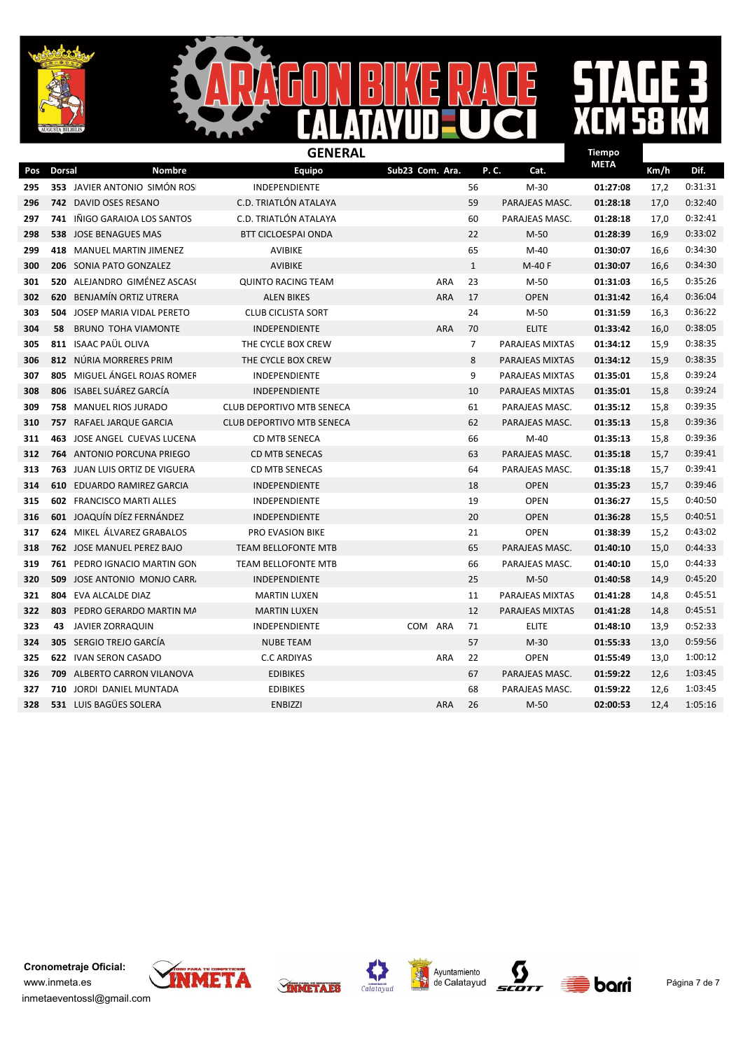# ARAGON BIKE RACE CALATAYUD UCI

## STAGE 3 XCM 58 KM

### GENERAL

| Pos | Dorsal | Nombre | Equipo | Sub23 | Com. | Ara. | P. C. | Cat. | Tiempo META | Km/h | Dif. |
|---|---|---|---|---|---|---|---|---|---|---|---|
| 295 | 353 | JAVIER ANTONIO SIMÓN ROS | INDEPENDIENTE | | | | 56 | M-30 | 01:27:08 | 17,2 | 0:31:31 |
| 296 | 742 | DAVID OSES RESANO | C.D. TRIATLÓN ATALAYA | | | | 59 | PARAJEAS MASC. | 01:28:18 | 17,0 | 0:32:40 |
| 297 | 741 | IÑIGO GARAIOA LOS SANTOS | C.D. TRIATLÓN ATALAYA | | | | 60 | PARAJEAS MASC. | 01:28:18 | 17,0 | 0:32:41 |
| 298 | 538 | JOSE BENAGUES MAS | BTT CICLOESPAI ONDA | | | | 22 | M-50 | 01:28:39 | 16,9 | 0:33:02 |
| 299 | 418 | MANUEL MARTIN JIMENEZ | AVIBIKE | | | | 65 | M-40 | 01:30:07 | 16,6 | 0:34:30 |
| 300 | 206 | SONIA PATO GONZALEZ | AVIBIKE | | | | 1 | M-40 F | 01:30:07 | 16,6 | 0:34:30 |
| 301 | 520 | ALEJANDRO GIMÉNEZ ASCASO | QUINTO RACING TEAM | | | ARA | 23 | M-50 | 01:31:03 | 16,5 | 0:35:26 |
| 302 | 620 | BENJAMÍN ORTIZ UTRERA | ALEN BIKES | | | ARA | 17 | OPEN | 01:31:42 | 16,4 | 0:36:04 |
| 303 | 504 | JOSEP MARIA VIDAL PERETO | CLUB CICLISTA SORT | | | | 24 | M-50 | 01:31:59 | 16,3 | 0:36:22 |
| 304 | 58 | BRUNO TOHA VIAMONTE | INDEPENDIENTE | | | ARA | 70 | ELITE | 01:33:42 | 16,0 | 0:38:05 |
| 305 | 811 | ISAAC PAÜL OLIVA | THE CYCLE BOX CREW | | | | 7 | PARAJEAS MIXTAS | 01:34:12 | 15,9 | 0:38:35 |
| 306 | 812 | NÚRIA MORRERES PRIM | THE CYCLE BOX CREW | | | | 8 | PARAJEAS MIXTAS | 01:34:12 | 15,9 | 0:38:35 |
| 307 | 805 | MIGUEL ÁNGEL ROJAS ROMER | INDEPENDIENTE | | | | 9 | PARAJEAS MIXTAS | 01:35:01 | 15,8 | 0:39:24 |
| 308 | 806 | ISABEL SUÁREZ GARCÍA | INDEPENDIENTE | | | | 10 | PARAJEAS MIXTAS | 01:35:01 | 15,8 | 0:39:24 |
| 309 | 758 | MANUEL RIOS JURADO | CLUB DEPORTIVO MTB SENECA | | | | 61 | PARAJEAS MASC. | 01:35:12 | 15,8 | 0:39:35 |
| 310 | 757 | RAFAEL JARQUE GARCIA | CLUB DEPORTIVO MTB SENECA | | | | 62 | PARAJEAS MASC. | 01:35:13 | 15,8 | 0:39:36 |
| 311 | 463 | JOSE ANGEL CUEVAS LUCENA | CD MTB SENECA | | | | 66 | M-40 | 01:35:13 | 15,8 | 0:39:36 |
| 312 | 764 | ANTONIO PORCUNA PRIEGO | CD MTB SENECAS | | | | 63 | PARAJEAS MASC. | 01:35:18 | 15,7 | 0:39:41 |
| 313 | 763 | JUAN LUIS ORTIZ DE VIGUERA | CD MTB SENECAS | | | | 64 | PARAJEAS MASC. | 01:35:18 | 15,7 | 0:39:41 |
| 314 | 610 | EDUARDO RAMIREZ GARCIA | INDEPENDIENTE | | | | 18 | OPEN | 01:35:23 | 15,7 | 0:39:46 |
| 315 | 602 | FRANCISCO MARTI ALLES | INDEPENDIENTE | | | | 19 | OPEN | 01:36:27 | 15,5 | 0:40:50 |
| 316 | 601 | JOAQUÍN DÍEZ FERNÁNDEZ | INDEPENDIENTE | | | | 20 | OPEN | 01:36:28 | 15,5 | 0:40:51 |
| 317 | 624 | MIKEL ÁLVAREZ GRABALOS | PRO EVASION BIKE | | | | 21 | OPEN | 01:38:39 | 15,2 | 0:43:02 |
| 318 | 762 | JOSE MANUEL PEREZ BAJO | TEAM BELLOFONTE MTB | | | | 65 | PARAJEAS MASC. | 01:40:10 | 15,0 | 0:44:33 |
| 319 | 761 | PEDRO IGNACIO MARTIN GON | TEAM BELLOFONTE MTB | | | | 66 | PARAJEAS MASC. | 01:40:10 | 15,0 | 0:44:33 |
| 320 | 509 | JOSE ANTONIO MONJO CARR. | INDEPENDIENTE | | | | 25 | M-50 | 01:40:58 | 14,9 | 0:45:20 |
| 321 | 804 | EVA ALCALDE DIAZ | MARTIN LUXEN | | | | 11 | PARAJEAS MIXTAS | 01:41:28 | 14,8 | 0:45:51 |
| 322 | 803 | PEDRO GERARDO MARTIN MA | MARTIN LUXEN | | | | 12 | PARAJEAS MIXTAS | 01:41:28 | 14,8 | 0:45:51 |
| 323 | 43 | JAVIER ZORRAQUIN | INDEPENDIENTE | | COM | ARA | 71 | ELITE | 01:48:10 | 13,9 | 0:52:33 |
| 324 | 305 | SERGIO TREJO GARCÍA | NUBE TEAM | | | | 57 | M-30 | 01:55:33 | 13,0 | 0:59:56 |
| 325 | 622 | IVAN SERON CASADO | C.C ARDIYAS | | | ARA | 22 | OPEN | 01:55:49 | 13,0 | 1:00:12 |
| 326 | 709 | ALBERTO CARRON VILANOVA | EDIBIKES | | | | 67 | PARAJEAS MASC. | 01:59:22 | 12,6 | 1:03:45 |
| 327 | 710 | JORDI DANIEL MUNTADA | EDIBIKES | | | | 68 | PARAJEAS MASC. | 01:59:22 | 12,6 | 1:03:45 |
| 328 | 531 | LUIS BAGÜES SOLERA | ENBIZZI | | | ARA | 26 | M-50 | 02:00:53 | 12,4 | 1:05:16 |

**Cronometraje Oficial:**
www.inmeta.es
inmetaeventossl@gmail.com